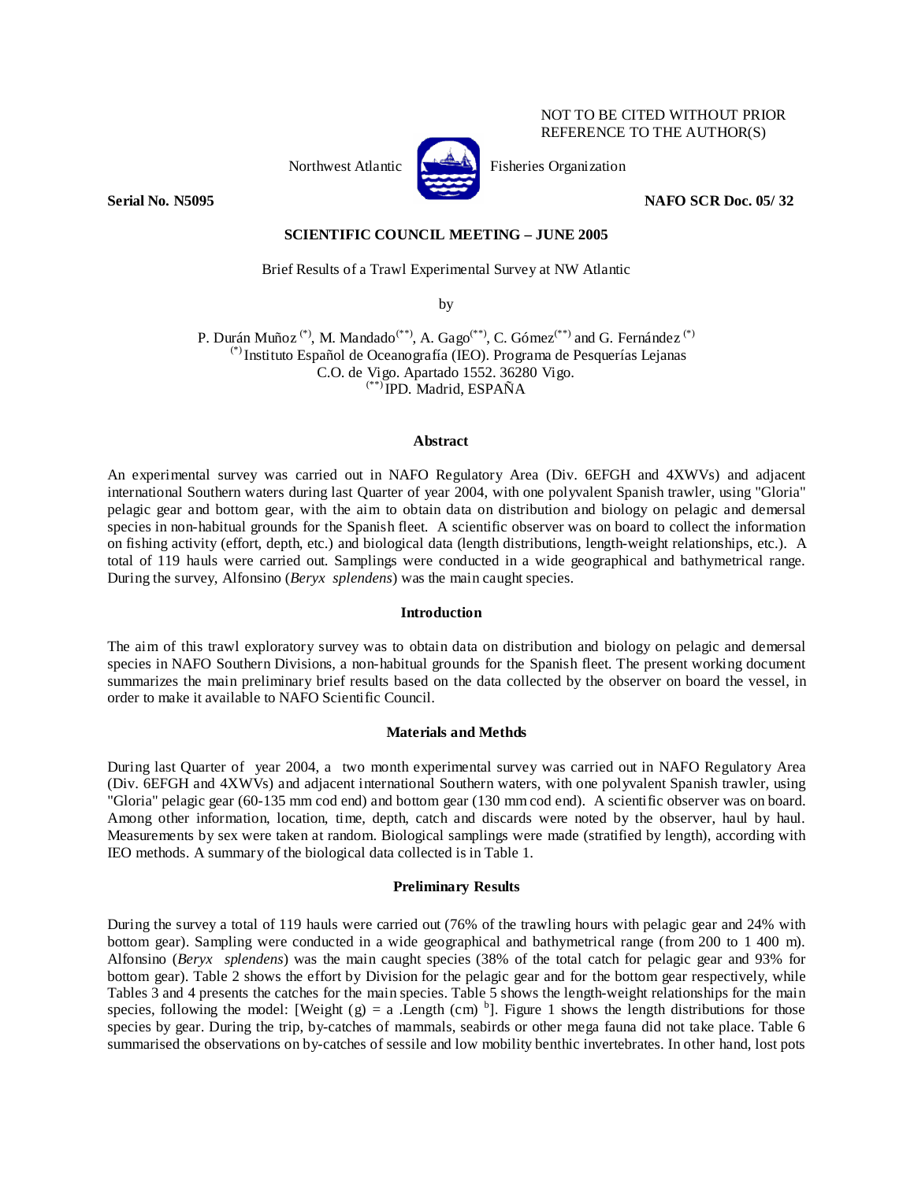NOT TO BE CITED WITHOUT PRIOR REFERENCE TO THE AUTHOR(S)

Northwest Atlantic Fisheries Organization

**Serial No. N5095** **NAFO SCR Doc. 05/ 32**

**SCIENTIFIC COUNCIL MEETING – JUNE 2005**

Brief Results of a Trawl Experimental Survey at NW Atlantic

by

P. Durán Muñoz [(*)], M. Mandado[(**)], A. Gago[(**)], C. Gómez[(**)] and G. Fernández [(*)]
[(*)] Instituto Español de Oceanografía (IEO). Programa de Pesquerías Lejanas
C.O. de Vigo. Apartado 1552. 36280 Vigo.
[(**)] IPD. Madrid, ESPAÑA

## Abstract

An experimental survey was carried out in NAFO Regulatory Area (Div. 6EFGH and 4XWVs) and adjacent international Southern waters during last Quarter of year 2004, with one polyvalent Spanish trawler, using "Gloria" pelagic gear and bottom gear, with the aim to obtain data on distribution and biology on pelagic and demersal species in non-habitual grounds for the Spanish fleet. A scientific observer was on board to collect the information on fishing activity (effort, depth, etc.) and biological data (length distributions, length-weight relationships, etc.). A total of 119 hauls were carried out. Samplings were conducted in a wide geographical and bathymetrical range. During the survey, Alfonsino (*Beryx splendens*) was the main caught species.

## Introduction

The aim of this trawl exploratory survey was to obtain data on distribution and biology on pelagic and demersal species in NAFO Southern Divisions, a non-habitual grounds for the Spanish fleet. The present working document summarizes the main preliminary brief results based on the data collected by the observer on board the vessel, in order to make it available to NAFO Scientific Council.

## Materials and Methds

During last Quarter of year 2004, a two month experimental survey was carried out in NAFO Regulatory Area (Div. 6EFGH and 4XWVs) and adjacent international Southern waters, with one polyvalent Spanish trawler, using "Gloria" pelagic gear (60-135 mm cod end) and bottom gear (130 mm cod end). A scientific observer was on board. Among other information, location, time, depth, catch and discards were noted by the observer, haul by haul. Measurements by sex were taken at random. Biological samplings were made (stratified by length), according with IEO methods. A summary of the biological data collected is in Table 1.

## Preliminary Results

During the survey a total of 119 hauls were carried out (76% of the trawling hours with pelagic gear and 24% with bottom gear). Sampling were conducted in a wide geographical and bathymetrical range (from 200 to 1 400 m). Alfonsino (*Beryx splendens*) was the main caught species (38% of the total catch for pelagic gear and 93% for bottom gear). Table 2 shows the effort by Division for the pelagic gear and for the bottom gear respectively, while Tables 3 and 4 presents the catches for the main species. Table 5 shows the length-weight relationships for the main species, following the model: [Weight (g) = $a$ .Length (cm) $^{b}$]. Figure 1 shows the length distributions for those species by gear. During the trip, by-catches of mammals, seabirds or other mega fauna did not take place. Table 6 summarised the observations on by-catches of sessile and low mobility benthic invertebrates. In other hand, lost pots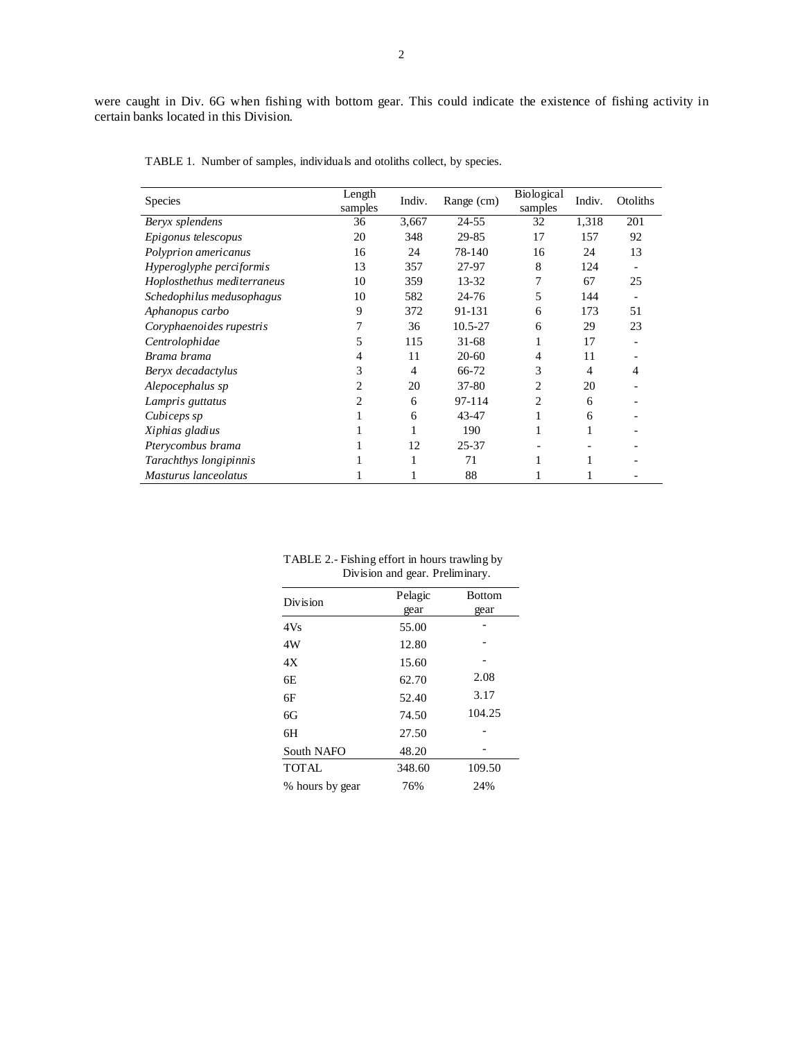were caught in Div. 6G when fishing with bottom gear. This could indicate the existence of fishing activity in certain banks located in this Division.

TABLE 1. Number of samples, individuals and otoliths collect, by species.

| Species | Length samples | Indiv. | Range (cm) | Biological samples | Indiv. | Otoliths |
|---|---|---|---|---|---|---|
| *Beryx splendens* | 36 | 3,667 | 24-55 | 32 | 1,318 | 201 |
| *Epigonus telescopus* | 20 | 348 | 29-85 | 17 | 157 | 92 |
| *Polyprion americanus* | 16 | 24 | 78-140 | 16 | 24 | 13 |
| *Hyperoglyphe perciformis* | 13 | 357 | 27-97 | 8 | 124 | - |
| *Hoplosthethus mediterraneus* | 10 | 359 | 13-32 | 7 | 67 | 25 |
| *Schedophilus medusophagus* | 10 | 582 | 24-76 | 5 | 144 | - |
| *Aphanopus carbo* | 9 | 372 | 91-131 | 6 | 173 | 51 |
| *Coryphaenoides rupestris* | 7 | 36 | 10.5-27 | 6 | 29 | 23 |
| *Centrolophidae* | 5 | 115 | 31-68 | 1 | 17 | - |
| *Brama brama* | 4 | 11 | 20-60 | 4 | 11 | - |
| *Beryx decadactylus* | 3 | 4 | 66-72 | 3 | 4 | 4 |
| *Alepocephalus sp* | 2 | 20 | 37-80 | 2 | 20 | - |
| *Lampris guttatus* | 2 | 6 | 97-114 | 2 | 6 | - |
| *Cubiceps sp* | 1 | 6 | 43-47 | 1 | 6 | - |
| *Xiphias gladius* | 1 | 1 | 190 | 1 | 1 | - |
| *Pterycombus brama* | 1 | 12 | 25-37 | - | - | - |
| *Tarachthys longipinnis* | 1 | 1 | 71 | 1 | 1 | - |
| *Masturus lanceolatus* | 1 | 1 | 88 | 1 | 1 | - |

TABLE 2.- Fishing effort in hours trawling by Division and gear. Preliminary.

| Division | Pelagic gear | Bottom gear |
|---|---|---|
| 4Vs | 55.00 | - |
| 4W | 12.80 | - |
| 4X | 15.60 | - |
| 6E | 62.70 | 2.08 |
| 6F | 52.40 | 3.17 |
| 6G | 74.50 | 104.25 |
| 6H | 27.50 | - |
| South NAFO | 48.20 | - |
| TOTAL | 348.60 | 109.50 |
| % hours by gear | 76% | 24% |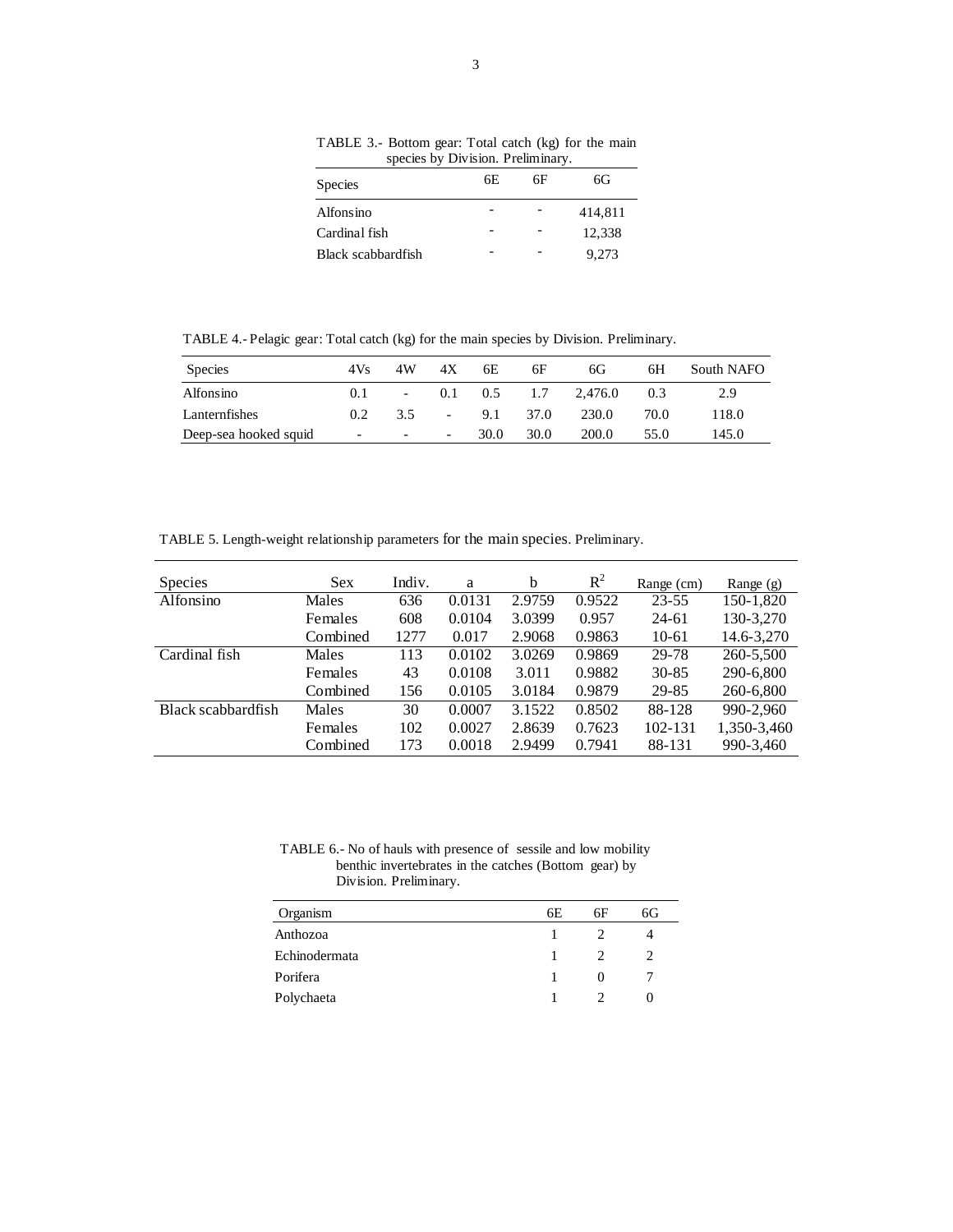TABLE 3.- Bottom gear: Total catch (kg) for the main species by Division. Preliminary.

| Species | 6E | 6F | 6G |
|---|---|---|---|
| Alfonsino | - | - | 414,811 |
| Cardinal fish | - | - | 12,338 |
| Black scabbardfish | - | - | 9,273 |

TABLE 4.- Pelagic gear: Total catch (kg) for the main species by Division. Preliminary.

| Species | 4Vs | 4W | 4X | 6E | 6F | 6G | 6H | South NAFO |
|---|---|---|---|---|---|---|---|---|
| Alfonsino | 0.1 | - | 0.1 | 0.5 | 1.7 | 2,476.0 | 0.3 | 2.9 |
| Lanternfishes | 0.2 | 3.5 | - | 9.1 | 37.0 | 230.0 | 70.0 | 118.0 |
| Deep-sea hooked squid | - | - | - | 30.0 | 30.0 | 200.0 | 55.0 | 145.0 |

TABLE 5. Length-weight relationship parameters for the main species. Preliminary.

| Species | Sex | Indiv. | a | b | $R^2$ | Range (cm) | Range (g) |
|---|---|---|---|---|---|---|---|
| Alfonsino | Males | 636 | 0.0131 | 2.9759 | 0.9522 | 23-55 | 150-1,820 |
| | Females | 608 | 0.0104 | 3.0399 | 0.957 | 24-61 | 130-3,270 |
| | Combined | 1277 | 0.017 | 2.9068 | 0.9863 | 10-61 | 14.6-3,270 |
| Cardinal fish | Males | 113 | 0.0102 | 3.0269 | 0.9869 | 29-78 | 260-5,500 |
| | Females | 43 | 0.0108 | 3.011 | 0.9882 | 30-85 | 290-6,800 |
| | Combined | 156 | 0.0105 | 3.0184 | 0.9879 | 29-85 | 260-6,800 |
| Black scabbardfish | Males | 30 | 0.0007 | 3.1522 | 0.8502 | 88-128 | 990-2,960 |
| | Females | 102 | 0.0027 | 2.8639 | 0.7623 | 102-131 | 1,350-3,460 |
| | Combined | 173 | 0.0018 | 2.9499 | 0.7941 | 88-131 | 990-3,460 |

TABLE 6.- No of hauls with presence of sessile and low mobility benthic invertebrates in the catches (Bottom gear) by Division. Preliminary.

| Organism | 6E | 6F | 6G |
|---|---|---|---|
| Anthozoa | 1 | 2 | 4 |
| Echinodermata | 1 | 2 | 2 |
| Porifera | 1 | 0 | 7 |
| Polychaeta | 1 | 2 | 0 |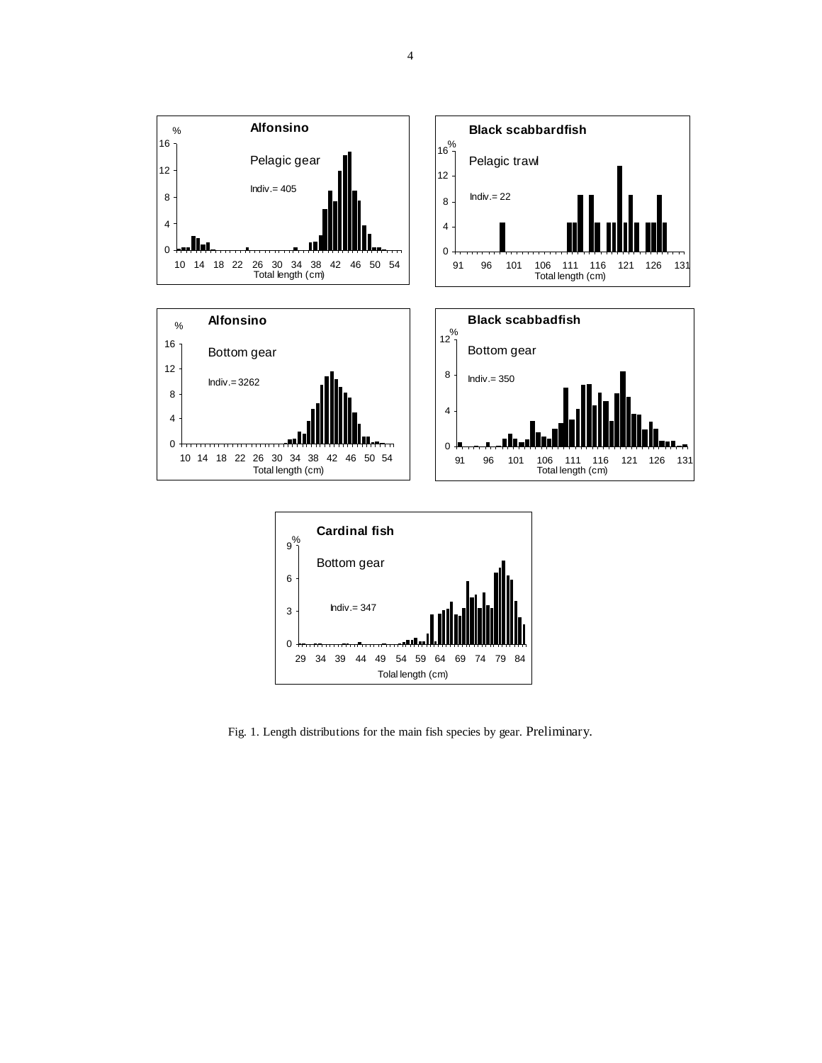Alfonsino

%

Pelagic gear

Indiv.= 405

16
12
8
4
0

10 14 18 22 26 30 34 38 42 46 50 54

Total length (cm)

Black scabbardfish

%

Pelagic trawl

Indiv.= 22

16
12
8
4
0

91 96 101 106 111 116 121 126 131

Total length (cm)

Alfonsino

%

Bottom gear

Indiv.= 3262

16
12
8
4
0

10 14 18 22 26 30 34 38 42 46 50 54

Total length (cm)

Black scabbadfish

%

Bottom gear

Indiv.= 350

12
8
4
0

91 96 101 106 111 116 121 126 131

Total length (cm)

Cardinal fish

%

Bottom gear

Indiv.= 347

9
6
3
0

29 34 39 44 49 54 59 64 69 74 79 84

Tolal length (cm)

Fig. 1. Length distributions for the main fish species by gear. Preliminary.